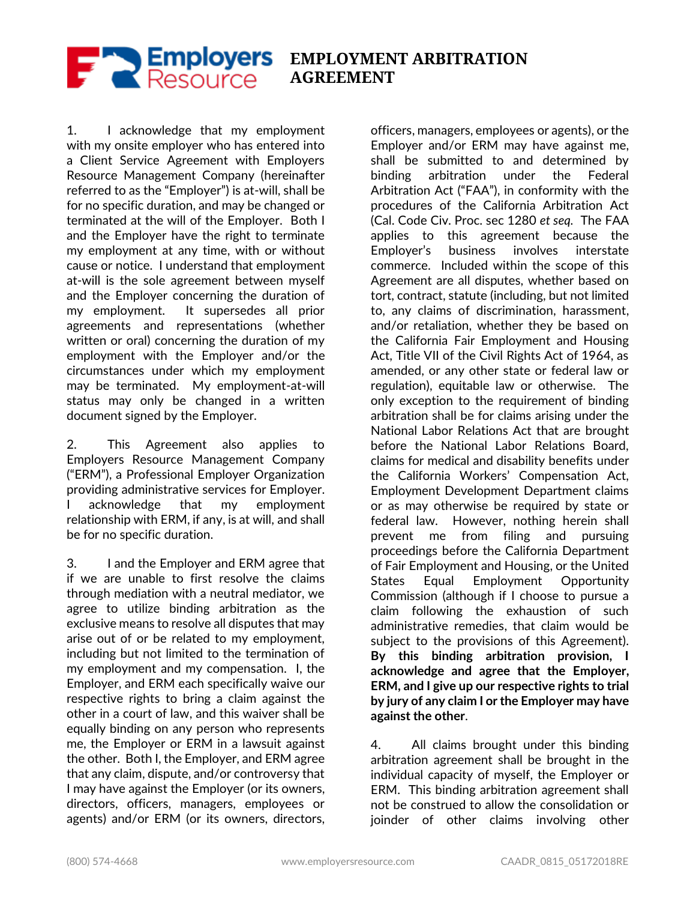# Employers Resource

# EMPLOYMENT ARBITRATION AGREEMENT

1. I acknowledge that my employment with my onsite employer who has entered into a Client Service Agreement with Employers Resource Management Company (hereinafter referred to as the "Employer") is at-will, shall be for no specific duration, and may be changed or terminated at the will of the Employer. Both I and the Employer have the right to terminate my employment at any time, with or without cause or notice. I understand that employment at-will is the sole agreement between myself and the Employer concerning the duration of my employment. It supersedes all prior agreements and representations (whether written or oral) concerning the duration of my employment with the Employer and/or the circumstances under which my employment may be terminated. My employment-at-will status may only be changed in a written document signed by the Employer.

2. This Agreement also applies to Employers Resource Management Company ("ERM"), a Professional Employer Organization providing administrative services for Employer. I acknowledge that my employment relationship with ERM, if any, is at will, and shall be for no specific duration.

3. I and the Employer and ERM agree that if we are unable to first resolve the claims through mediation with a neutral mediator, we agree to utilize binding arbitration as the exclusive means to resolve all disputes that may arise out of or be related to my employment, including but not limited to the termination of my employment and my compensation. I, the Employer, and ERM each specifically waive our respective rights to bring a claim against the other in a court of law, and this waiver shall be equally binding on any person who represents me, the Employer or ERM in a lawsuit against the other. Both I, the Employer, and ERM agree that any claim, dispute, and/or controversy that I may have against the Employer (or its owners, directors, officers, managers, employees or agents) and/or ERM (or its owners, directors, officers, managers, employees or agents), or the Employer and/or ERM may have against me, shall be submitted to and determined by binding arbitration under the Federal Arbitration Act ("FAA"), in conformity with the procedures of the California Arbitration Act (Cal. Code Civ. Proc. sec 1280 *et seq.* The FAA applies to this agreement because the Employer's business involves interstate commerce. Included within the scope of this Agreement are all disputes, whether based on tort, contract, statute (including, but not limited to, any claims of discrimination, harassment, and/or retaliation, whether they be based on the California Fair Employment and Housing Act, Title VII of the Civil Rights Act of 1964, as amended, or any other state or federal law or regulation), equitable law or otherwise. The only exception to the requirement of binding arbitration shall be for claims arising under the National Labor Relations Act that are brought before the National Labor Relations Board, claims for medical and disability benefits under the California Workers' Compensation Act, Employment Development Department claims or as may otherwise be required by state or federal law. However, nothing herein shall prevent me from filing and pursuing proceedings before the California Department of Fair Employment and Housing, or the United States Equal Employment Opportunity Commission (although if I choose to pursue a claim following the exhaustion of such administrative remedies, that claim would be subject to the provisions of this Agreement). **By this binding arbitration provision, I acknowledge and agree that the Employer, ERM, and I give up our respective rights to trial by jury of any claim I or the Employer may have against the other**.

4. All claims brought under this binding arbitration agreement shall be brought in the individual capacity of myself, the Employer or ERM. This binding arbitration agreement shall not be construed to allow the consolidation or joinder of other claims involving other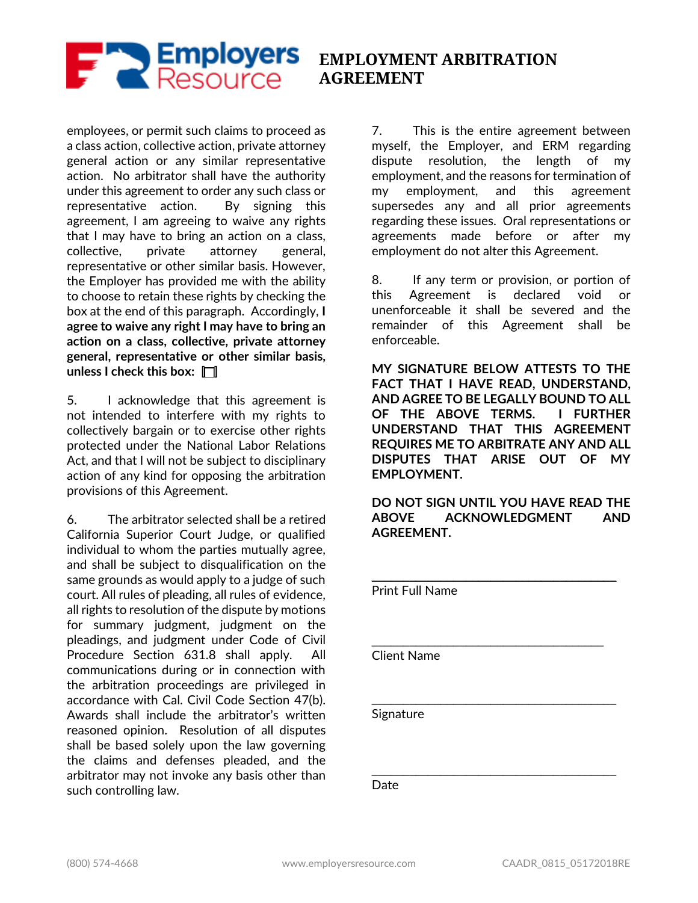# EMPLOYMENT ARBITRATION AGREEMENT

employees, or permit such claims to proceed as a class action, collective action, private attorney general action or any similar representative action. No arbitrator shall have the authority under this agreement to order any such class or representative action. By signing this agreement, I am agreeing to waive any rights that I may have to bring an action on a class, collective, private attorney general, representative or other similar basis. However, the Employer has provided me with the ability to choose to retain these rights by checking the box at the end of this paragraph. Accordingly, **I agree to waive any right I may have to bring an action on a class, collective, private attorney general, representative or other similar basis, unless I check this box: ☐**

5. I acknowledge that this agreement is not intended to interfere with my rights to collectively bargain or to exercise other rights protected under the National Labor Relations Act, and that I will not be subject to disciplinary action of any kind for opposing the arbitration provisions of this Agreement.

6. The arbitrator selected shall be a retired California Superior Court Judge, or qualified individual to whom the parties mutually agree, and shall be subject to disqualification on the same grounds as would apply to a judge of such court. All rules of pleading, all rules of evidence, all rights to resolution of the dispute by motions for summary judgment, judgment on the pleadings, and judgment under Code of Civil Procedure Section 631.8 shall apply. All communications during or in connection with the arbitration proceedings are privileged in accordance with Cal. Civil Code Section 47(b). Awards shall include the arbitrator's written reasoned opinion. Resolution of all disputes shall be based solely upon the law governing the claims and defenses pleaded, and the arbitrator may not invoke any basis other than such controlling law.

7. This is the entire agreement between myself, the Employer, and ERM regarding dispute resolution, the length of my employment, and the reasons for termination of my employment, and this agreement supersedes any and all prior agreements regarding these issues. Oral representations or agreements made before or after my employment do not alter this Agreement.

8. If any term or provision, or portion of this Agreement is declared void or unenforceable it shall be severed and the remainder of this Agreement shall be enforceable.

**MY SIGNATURE BELOW ATTESTS TO THE FACT THAT I HAVE READ, UNDERSTAND, AND AGREE TO BE LEGALLY BOUND TO ALL OF THE ABOVE TERMS. I FURTHER UNDERSTAND THAT THIS AGREEMENT REQUIRES ME TO ARBITRATE ANY AND ALL DISPUTES THAT ARISE OUT OF MY EMPLOYMENT.**

**DO NOT SIGN UNTIL YOU HAVE READ THE ABOVE ACKNOWLEDGMENT AND AGREEMENT.**

\_\_\_\_\_\_\_\_\_\_\_\_\_\_\_\_\_\_\_\_\_\_\_\_\_\_\_\_\_\_\_\_\_\_\_\_\_\_\_\_
Print Full Name

\_\_\_\_\_\_\_\_\_\_\_\_\_\_\_\_\_\_\_\_\_\_\_\_\_\_\_\_\_\_\_\_\_\_\_\_\_\_\_\_
Client Name

\_\_\_\_\_\_\_\_\_\_\_\_\_\_\_\_\_\_\_\_\_\_\_\_\_\_\_\_\_\_\_\_\_\_\_\_\_\_\_\_
Signature

\_\_\_\_\_\_\_\_\_\_\_\_\_\_\_\_\_\_\_\_\_\_\_\_\_\_\_\_\_\_\_\_\_\_\_\_\_\_\_\_
Date